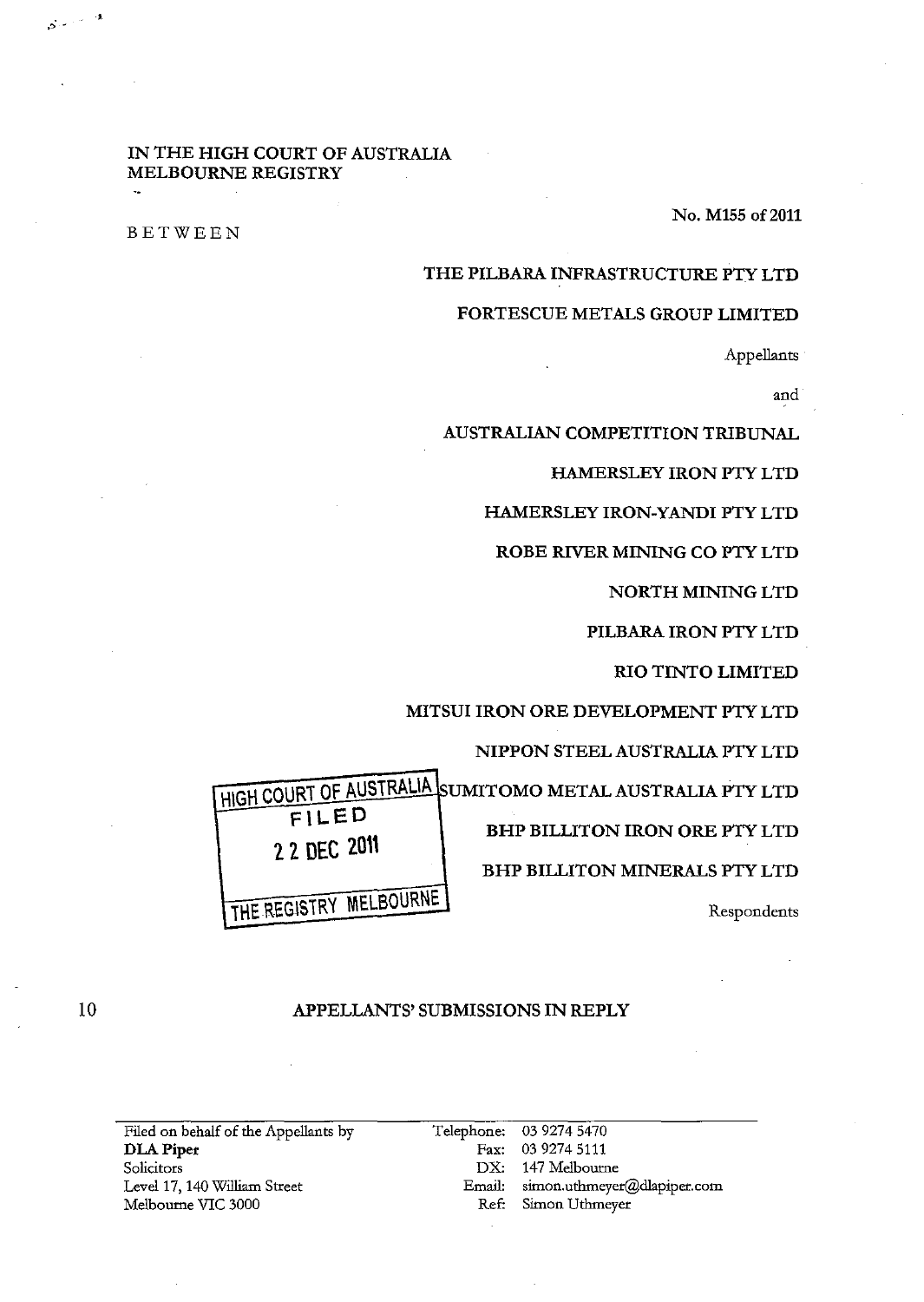IN THE HIGH COURT OF AUSTRALIA
MELBOURNE REGISTRY

No. M155 of 2011

BETWEEN

THE PILBARA INFRASTRUCTURE PTY LTD

FORTESCUE METALS GROUP LIMITED

Appellants

and

AUSTRALIAN COMPETITION TRIBUNAL

HAMERSLEY IRON PTY LTD

HAMERSLEY IRON-YANDI PTY LTD

ROBE RIVER MINING CO PTY LTD

NORTH MINING LTD

PILBARA IRON PTY LTD

RIO TINTO LIMITED

MITSUI IRON ORE DEVELOPMENT PTY LTD

NIPPON STEEL AUSTRALIA PTY LTD

SUMITOMO METAL AUSTRALIA PTY LTD

BHP BILLITON IRON ORE PTY LTD

BHP BILLITON MINERALS PTY LTD

Respondents

HIGH COURT OF AUSTRALIA
FILED
22 DEC 2011
THE REGISTRY MELBOURNE

## APPELLANTS' SUBMISSIONS IN REPLY

| | |
|---|---|
| Filed on behalf of the Appellants by **DLA Piper** | Telephone: 03 9274 5470 |
| Solicitors | Fax: 03 9274 5111 |
| Level 17, 140 William Street | DX: 147 Melbourne |
| Melbourne VIC 3000 | Email: simon.uthmeyer@dlapiper.com |
| | Ref: Simon Uthmeyer |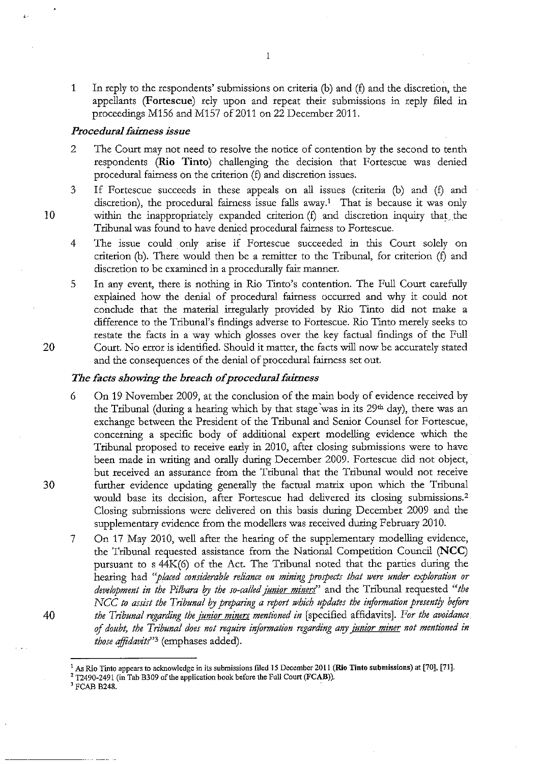1 In reply to the respondents' submissions on criteria (b) and (f) and the discretion, the appellants (**Fortescue**) rely upon and repeat their submissions in reply filed in proceedings M156 and M157 of 2011 on 22 December 2011.

### *Procedural fairness issue*

2 The Court may not need to resolve the notice of contention by the second to tenth respondents (**Rio Tinto**) challenging the decision that Fortescue was denied procedural fairness on the criterion (f) and discretion issues.

3 If Fortescue succeeds in these appeals on all issues (criteria (b) and (f) and discretion), the procedural fairness issue falls away.[1] That is because it was only within the inappropriately expanded criterion (f) and discretion inquiry that the Tribunal was found to have denied procedural fairness to Fortescue.

4 The issue could only arise if Fortescue succeeded in this Court solely on criterion (b). There would then be a remitter to the Tribunal, for criterion (f) and discretion to be examined in a procedurally fair manner.

5 In any event, there is nothing in Rio Tinto's contention. The Full Court carefully explained how the denial of procedural fairness occurred and why it could not conclude that the material irregularly provided by Rio Tinto did not make a difference to the Tribunal's findings adverse to Fortescue. Rio Tinto merely seeks to restate the facts in a way which glosses over the key factual findings of the Full Court. No error is identified. Should it matter, the facts will now be accurately stated and the consequences of the denial of procedural fairness set out.

### *The facts showing the breach of procedural fairness*

6 On 19 November 2009, at the conclusion of the main body of evidence received by the Tribunal (during a hearing which by that stage was in its 29th day), there was an exchange between the President of the Tribunal and Senior Counsel for Fortescue, concerning a specific body of additional expert modelling evidence which the Tribunal proposed to receive early in 2010, after closing submissions were to have been made in writing and orally during December 2009. Fortescue did not object, but received an assurance from the Tribunal that the Tribunal would not receive further evidence updating generally the factual matrix upon which the Tribunal would base its decision, after Fortescue had delivered its closing submissions.[2] Closing submissions were delivered on this basis during December 2009 and the supplementary evidence from the modellers was received during February 2010.

7 On 17 May 2010, well after the hearing of the supplementary modelling evidence, the Tribunal requested assistance from the National Competition Council (**NCC**) pursuant to s 44K(6) of the Act. The Tribunal noted that the parties during the hearing had *"placed considerable reliance on mining prospects that were under exploration or development in the Pilbara by the so-called junior miners"* and the Tribunal requested *"the NCC to assist the Tribunal by preparing a report which updates the information presently before the Tribunal regarding the junior miners mentioned in* [specified affidavits]. *For the avoidance of doubt, the Tribunal does not require information regarding any junior miner not mentioned in those affidavits"*[3] (emphases added).

---

[1] As Rio Tinto appears to acknowledge in its submissions filed 15 December 2011 (**Rio Tinto submissions**) at [70], [71].

[2] T2490-2491 (in Tab B309 of the application book before the Full Court (**FCAB**)).

[3] FCAB B248.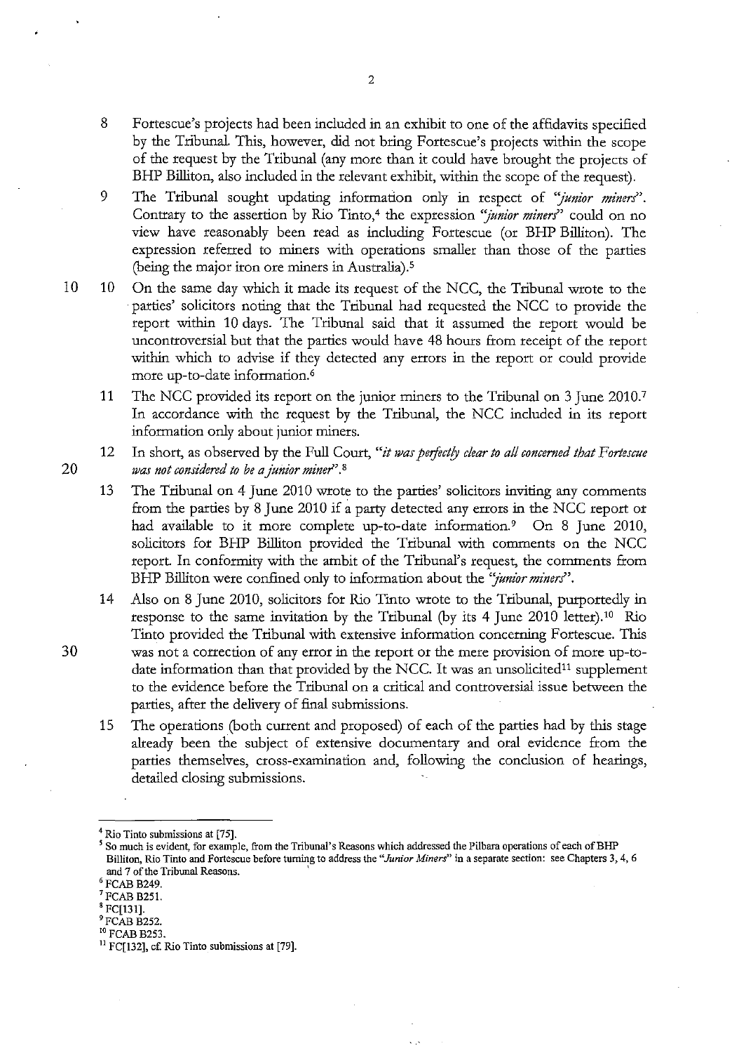8 Fortescue's projects had been included in an exhibit to one of the affidavits specified by the Tribunal. This, however, did not bring Fortescue's projects within the scope of the request by the Tribunal (any more than it could have brought the projects of BHP Billiton, also included in the relevant exhibit, within the scope of the request).

9 The Tribunal sought updating information only in respect of *"junior miners"*. Contrary to the assertion by Rio Tinto,[4] the expression *"junior miners"* could on no view have reasonably been read as including Fortescue (or BHP Billiton). The expression referred to miners with operations smaller than those of the parties (being the major iron ore miners in Australia).[5]

10 On the same day which it made its request of the NCC, the Tribunal wrote to the parties' solicitors noting that the Tribunal had requested the NCC to provide the report within 10 days. The Tribunal said that it assumed the report would be uncontroversial but that the parties would have 48 hours from receipt of the report within which to advise if they detected any errors in the report or could provide more up-to-date information.[6]

11 The NCC provided its report on the junior miners to the Tribunal on 3 June 2010.[7] In accordance with the request by the Tribunal, the NCC included in its report information only about junior miners.

12 In short, as observed by the Full Court, *"it was perfectly clear to all concerned that Fortescue was not considered to be a junior miner"*.[8]

13 The Tribunal on 4 June 2010 wrote to the parties' solicitors inviting any comments from the parties by 8 June 2010 if a party detected any errors in the NCC report or had available to it more complete up-to-date information.[9] On 8 June 2010, solicitors for BHP Billiton provided the Tribunal with comments on the NCC report. In conformity with the ambit of the Tribunal's request, the comments from BHP Billiton were confined only to information about the *"junior miners"*.

14 Also on 8 June 2010, solicitors for Rio Tinto wrote to the Tribunal, purportedly in response to the same invitation by the Tribunal (by its 4 June 2010 letter).[10] Rio Tinto provided the Tribunal with extensive information concerning Fortescue. This was not a correction of any error in the report or the mere provision of more up-to-date information than that provided by the NCC. It was an unsolicited[11] supplement to the evidence before the Tribunal on a critical and controversial issue between the parties, after the delivery of final submissions.

15 The operations (both current and proposed) of each of the parties had by this stage already been the subject of extensive documentary and oral evidence from the parties themselves, cross-examination and, following the conclusion of hearings, detailed closing submissions.

---

[4] Rio Tinto submissions at [75].

[5] So much is evident, for example, from the Tribunal's Reasons which addressed the Pilbara operations of each of BHP Billiton, Rio Tinto and Fortescue before turning to address the *"Junior Miners"* in a separate section: see Chapters 3, 4, 6 and 7 of the Tribunal Reasons.

[6] FCAB B249.

[7] FCAB B251.

[8] FC[131].

[9] FCAB B252.

[10] FCAB B253.

[11] FC[132], cf. Rio Tinto submissions at [79].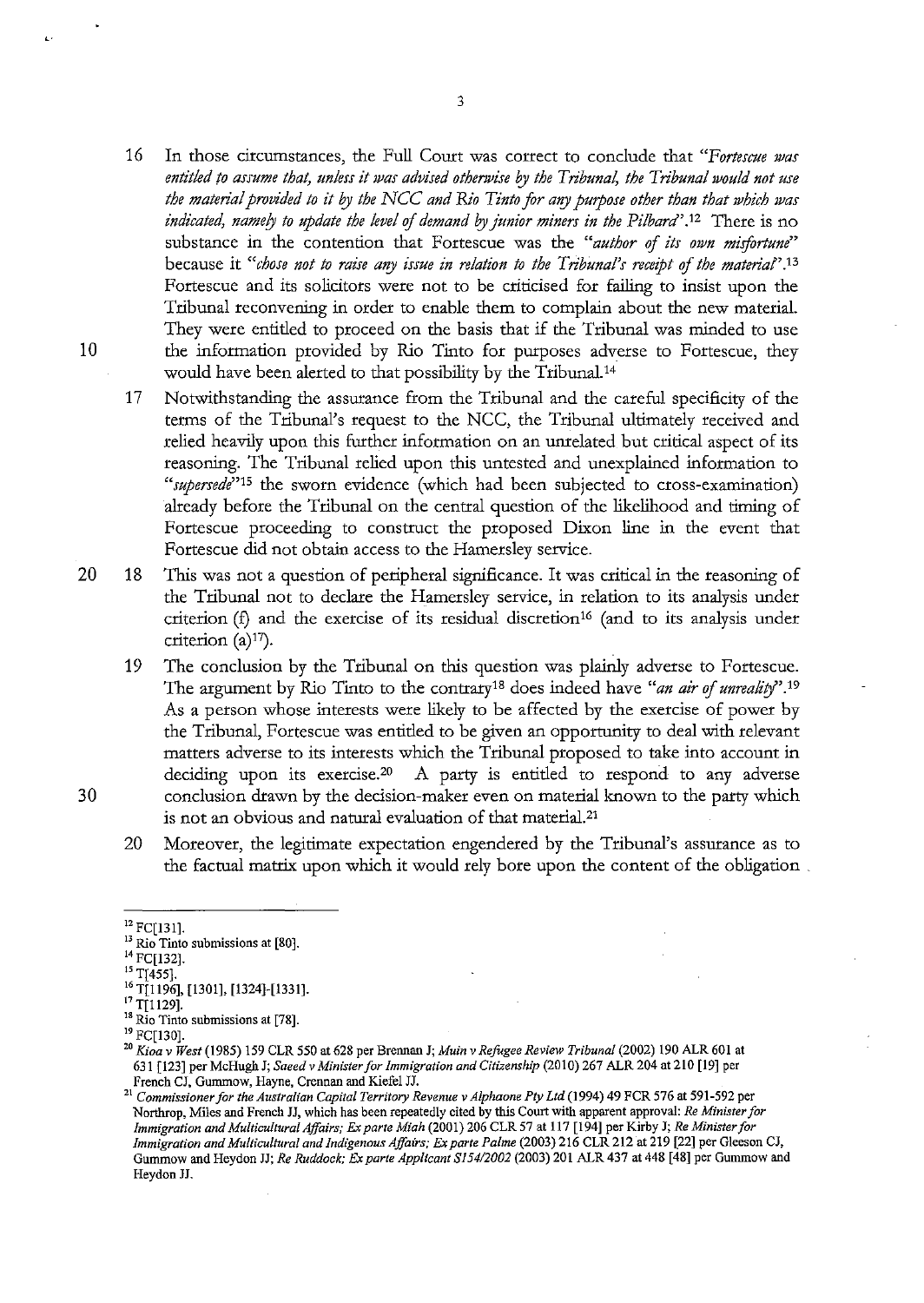16 In those circumstances, the Full Court was correct to conclude that *"Fortescue was entitled to assume that, unless it was advised otherwise by the Tribunal, the Tribunal would not use the material provided to it by the NCC and Rio Tinto for any purpose other than that which was indicated, namely to update the level of demand by junior miners in the Pilbard"*.[12] There is no substance in the contention that Fortescue was the *"author of its own misfortune"* because it *"chose not to raise any issue in relation to the Tribunal's receipt of the material"*.[13] Fortescue and its solicitors were not to be criticised for failing to insist upon the Tribunal reconvening in order to enable them to complain about the new material. They were entitled to proceed on the basis that if the Tribunal was minded to use the information provided by Rio Tinto for purposes adverse to Fortescue, they would have been alerted to that possibility by the Tribunal.[14]

17 Notwithstanding the assurance from the Tribunal and the careful specificity of the terms of the Tribunal's request to the NCC, the Tribunal ultimately received and relied heavily upon this further information on an unrelated but critical aspect of its reasoning. The Tribunal relied upon this untested and unexplained information to *"supersede"*[15] the sworn evidence (which had been subjected to cross-examination) already before the Tribunal on the central question of the likelihood and timing of Fortescue proceeding to construct the proposed Dixon line in the event that Fortescue did not obtain access to the Hamersley service.

18 This was not a question of peripheral significance. It was critical in the reasoning of the Tribunal not to declare the Hamersley service, in relation to its analysis under criterion (f) and the exercise of its residual discretion[16] (and to its analysis under criterion (a)[17]).

19 The conclusion by the Tribunal on this question was plainly adverse to Fortescue. The argument by Rio Tinto to the contrary[18] does indeed have *"an air of unreality"*.[19] As a person whose interests were likely to be affected by the exercise of power by the Tribunal, Fortescue was entitled to be given an opportunity to deal with relevant matters adverse to its interests which the Tribunal proposed to take into account in deciding upon its exercise.[20] A party is entitled to respond to any adverse conclusion drawn by the decision-maker even on material known to the party which is not an obvious and natural evaluation of that material.[21]

20 Moreover, the legitimate expectation engendered by the Tribunal's assurance as to the factual matrix upon which it would rely bore upon the content of the obligation

---

[12] FC[131].

[13] Rio Tinto submissions at [80].

[14] FC[132].

[15] T[455].

[16] T[1196], [1301], [1324]-[1331].

[17] T[1129].

[18] Rio Tinto submissions at [78].

[19] FC[130].

[20] *Kioa v West* (1985) 159 CLR 550 at 628 per Brennan J; *Muin v Refugee Review Tribunal* (2002) 190 ALR 601 at 631 [123] per McHugh J; *Saeed v Minister for Immigration and Citizenship* (2010) 267 ALR 204 at 210 [19] per French CJ, Gummow, Hayne, Crennan and Kiefel JJ.

[21] *Commissioner for the Australian Capital Territory Revenue v Alphaone Pty Ltd* (1994) 49 FCR 576 at 591-592 per Northrop, Miles and French JJ, which has been repeatedly cited by this Court with apparent approval: *Re Minister for Immigration and Multicultural Affairs; Ex parte Miah* (2001) 206 CLR 57 at 117 [194] per Kirby J; *Re Minister for Immigration and Multicultural and Indigenous Affairs; Ex parte Palme* (2003) 216 CLR 212 at 219 [22] per Gleeson CJ, Gummow and Heydon JJ; *Re Ruddock; Ex parte Applicant S154/2002* (2003) 201 ALR 437 at 448 [48] per Gummow and Heydon JJ.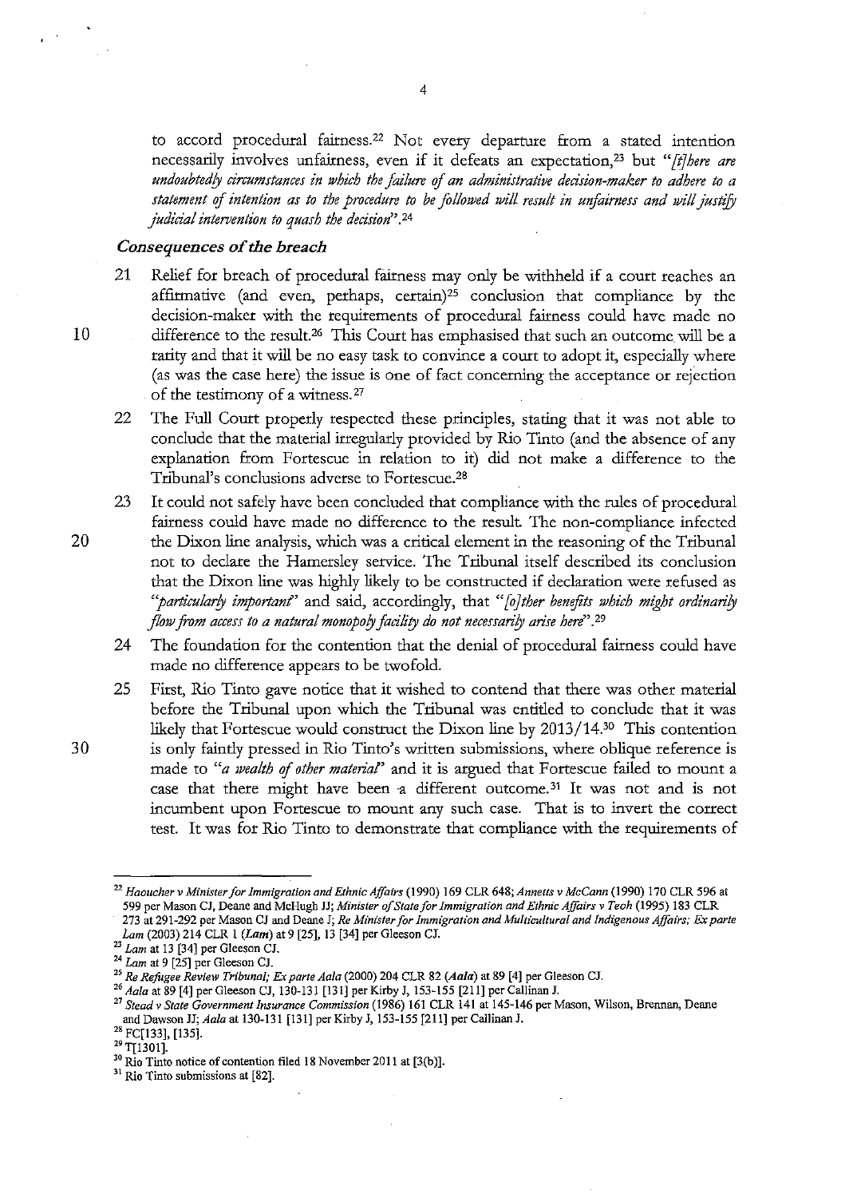to accord procedural fairness.[22] Not every departure from a stated intention necessarily involves unfairness, even if it defeats an expectation,[23] but *"[t]here are undoubtedly circumstances in which the failure of an administrative decision-maker to adhere to a statement of intention as to the procedure to be followed will result in unfairness and will justify judicial intervention to quash the decision"*.[24]

### *Consequences of the breach*

21 Relief for breach of procedural fairness may only be withheld if a court reaches an affirmative (and even, perhaps, certain)[25] conclusion that compliance by the decision-maker with the requirements of procedural fairness could have made no difference to the result.[26] This Court has emphasised that such an outcome will be a rarity and that it will be no easy task to convince a court to adopt it, especially where (as was the case here) the issue is one of fact concerning the acceptance or rejection of the testimony of a witness.[27]

22 The Full Court properly respected these principles, stating that it was not able to conclude that the material irregularly provided by Rio Tinto (and the absence of any explanation from Fortescue in relation to it) did not make a difference to the Tribunal's conclusions adverse to Fortescue.[28]

23 It could not safely have been concluded that compliance with the rules of procedural fairness could have made no difference to the result. The non-compliance infected the Dixon line analysis, which was a critical element in the reasoning of the Tribunal not to declare the Hamersley service. The Tribunal itself described its conclusion that the Dixon line was highly likely to be constructed if declaration were refused as *"particularly important"* and said, accordingly, that *"[o]ther benefits which might ordinarily flow from access to a natural monopoly facility do not necessarily arise here"*.[29]

24 The foundation for the contention that the denial of procedural fairness could have made no difference appears to be twofold.

25 First, Rio Tinto gave notice that it wished to contend that there was other material before the Tribunal upon which the Tribunal was entitled to conclude that it was likely that Fortescue would construct the Dixon line by 2013/14.[30] This contention is only faintly pressed in Rio Tinto's written submissions, where oblique reference is made to *"a wealth of other material"* and it is argued that Fortescue failed to mount a case that there might have been a different outcome.[31] It was not and is not incumbent upon Fortescue to mount any such case. That is to invert the correct test. It was for Rio Tinto to demonstrate that compliance with the requirements of

---

[22] *Haoucher v Minister for Immigration and Ethnic Affairs* (1990) 169 CLR 648; *Annetts v McCann* (1990) 170 CLR 596 at 599 per Mason CJ, Deane and McHugh JJ; *Minister of State for Immigration and Ethnic Affairs v Teoh* (1995) 183 CLR 273 at 291-292 per Mason CJ and Deane J; *Re Minister for Immigration and Multicultural and Indigenous Affairs; Ex parte Lam* (2003) 214 CLR 1 (*Lam*) at 9 [25], 13 [34] per Gleeson CJ.

[23] *Lam* at 13 [34] per Gleeson CJ.

[24] *Lam* at 9 [25] per Gleeson CJ.

[25] *Re Refugee Review Tribunal; Ex parte Aala* (2000) 204 CLR 82 (*Aala*) at 89 [4] per Gleeson CJ.

[26] *Aala* at 89 [4] per Gleeson CJ, 130-131 [131] per Kirby J, 153-155 [211] per Callinan J.

[27] *Stead v State Government Insurance Commission* (1986) 161 CLR 141 at 145-146 per Mason, Wilson, Brennan, Deane and Dawson JJ; *Aala* at 130-131 [131] per Kirby J, 153-155 [211] per Callinan J.

[28] FC[133], [135].

[29] T[1301].

[30] Rio Tinto notice of contention filed 18 November 2011 at [3(b)].

[31] Rio Tinto submissions at [82].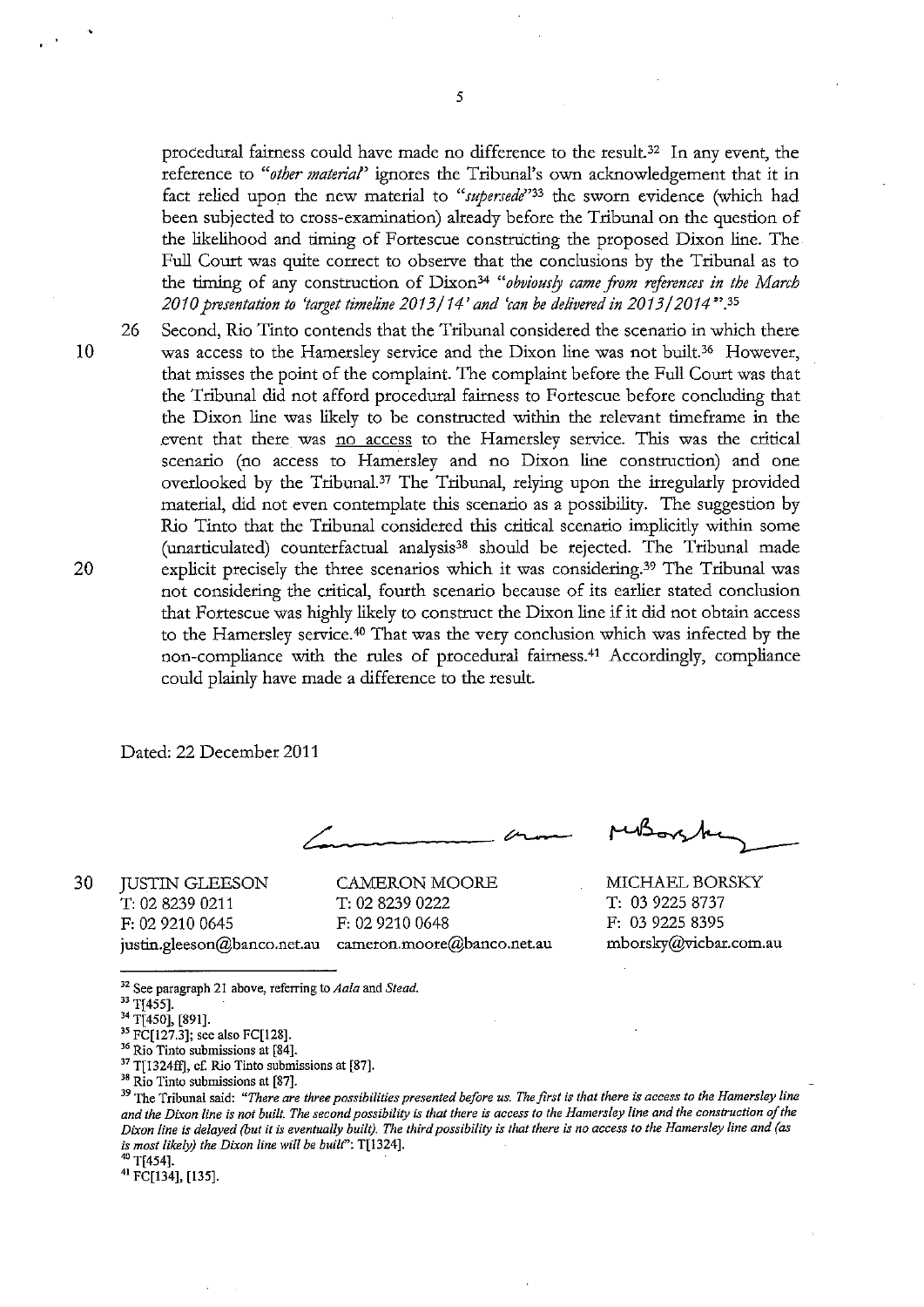procedural fairness could have made no difference to the result.[32] In any event, the reference to *"other material"* ignores the Tribunal's own acknowledgement that it in fact relied upon the new material to *"supersede"*[33] the sworn evidence (which had been subjected to cross-examination) already before the Tribunal on the question of the likelihood and timing of Fortescue constructing the proposed Dixon line. The Full Court was quite correct to observe that the conclusions by the Tribunal as to the timing of any construction of Dixon[34] *"obviously came from references in the March 2010 presentation to 'target timeline 2013/14' and 'can be delivered in 2013/2014'"*.[35]

26 Second, Rio Tinto contends that the Tribunal considered the scenario in which there was access to the Hamersley service and the Dixon line was not built.[36] However, that misses the point of the complaint. The complaint before the Full Court was that the Tribunal did not afford procedural fairness to Fortescue before concluding that the Dixon line was likely to be constructed within the relevant timeframe in the event that there was no access to the Hamersley service. This was the critical scenario (no access to Hamersley and no Dixon line construction) and one overlooked by the Tribunal.[37] The Tribunal, relying upon the irregularly provided material, did not even contemplate this scenario as a possibility. The suggestion by Rio Tinto that the Tribunal considered this critical scenario implicitly within some (unarticulated) counterfactual analysis[38] should be rejected. The Tribunal made explicit precisely the three scenarios which it was considering.[39] The Tribunal was not considering the critical, fourth scenario because of its earlier stated conclusion that Fortescue was highly likely to construct the Dixon line if it did not obtain access to the Hamersley service.[40] That was the very conclusion which was infected by the non-compliance with the rules of procedural fairness.[41] Accordingly, compliance could plainly have made a difference to the result.

Dated: 22 December 2011

| JUSTIN GLEESON | CAMERON MOORE | MICHAEL BORSKY |
|---|---|---|
| T: 02 8239 0211 | T: 02 8239 0222 | T: 03 9225 8737 |
| F: 02 9210 0645 | F: 02 9210 0648 | F: 03 9225 8395 |
| justin.gleeson@banco.net.au | cameron.moore@banco.net.au | mborsky@vicbar.com.au |

---

[32] See paragraph 21 above, referring to *Aala* and *Stead*.
[33] T[455].
[34] T[450], [891].
[35] FC[127.3]; see also FC[128].
[36] Rio Tinto submissions at [84].
[37] T[1324ff], cf. Rio Tinto submissions at [87].
[38] Rio Tinto submissions at [87].
[39] The Tribunal said: *"There are three possibilities presented before us. The first is that there is access to the Hamersley line and the Dixon line is not built. The second possibility is that there is access to the Hamersley line and the construction of the Dixon line is delayed (but it is eventually built). The third possibility is that there is no access to the Hamersley line and (as is most likely) the Dixon line will be built"*: T[1324].
[40] T[454].
[41] FC[134], [135].